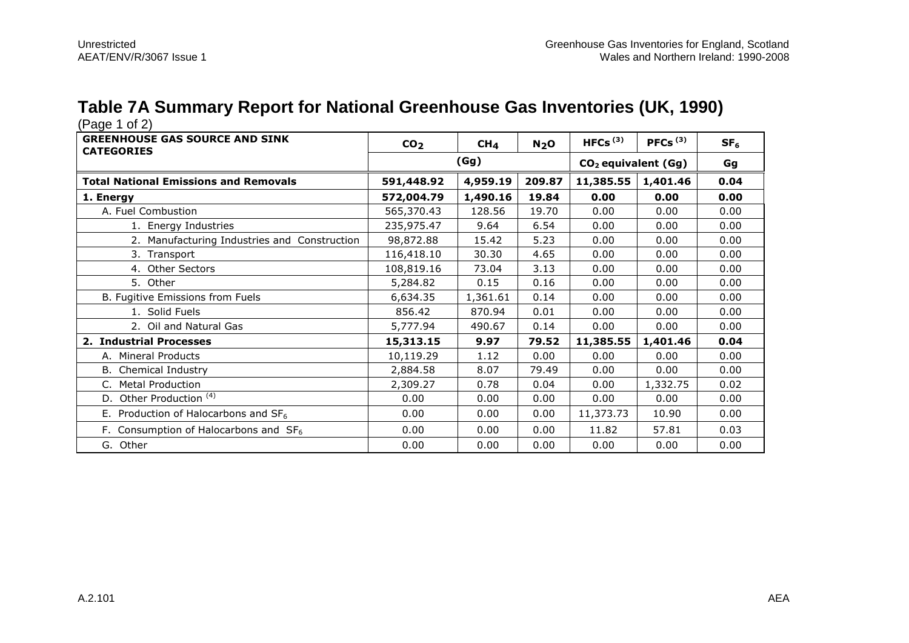# Table 7A Summary Report for National Greenhouse Gas Inventories (UK, 1990)

(Page 1 of 2)

| GREENHOUSE GAS SOURCE AND SINK CATEGORIES | $CO_2$ | $CH_4$ | $N_2O$ | HFCs (3) | PFCs (3) | $SF_6$ |
|---|---|---|---|---|---|---|
| | (Gg) | | | $CO_2$ equivalent (Gg) | | Gg |
| **Total National Emissions and Removals** | **591,448.92** | **4,959.19** | **209.87** | **11,385.55** | **1,401.46** | **0.04** |
| **1. Energy** | **572,004.79** | **1,490.16** | **19.84** | **0.00** | **0.00** | **0.00** |
| A. Fuel Combustion | 565,370.43 | 128.56 | 19.70 | 0.00 | 0.00 | 0.00 |
| 1. Energy Industries | 235,975.47 | 9.64 | 6.54 | 0.00 | 0.00 | 0.00 |
| 2. Manufacturing Industries and Construction | 98,872.88 | 15.42 | 5.23 | 0.00 | 0.00 | 0.00 |
| 3. Transport | 116,418.10 | 30.30 | 4.65 | 0.00 | 0.00 | 0.00 |
| 4. Other Sectors | 108,819.16 | 73.04 | 3.13 | 0.00 | 0.00 | 0.00 |
| 5. Other | 5,284.82 | 0.15 | 0.16 | 0.00 | 0.00 | 0.00 |
| B. Fugitive Emissions from Fuels | 6,634.35 | 1,361.61 | 0.14 | 0.00 | 0.00 | 0.00 |
| 1. Solid Fuels | 856.42 | 870.94 | 0.01 | 0.00 | 0.00 | 0.00 |
| 2. Oil and Natural Gas | 5,777.94 | 490.67 | 0.14 | 0.00 | 0.00 | 0.00 |
| **2. Industrial Processes** | **15,313.15** | **9.97** | **79.52** | **11,385.55** | **1,401.46** | **0.04** |
| A. Mineral Products | 10,119.29 | 1.12 | 0.00 | 0.00 | 0.00 | 0.00 |
| B. Chemical Industry | 2,884.58 | 8.07 | 79.49 | 0.00 | 0.00 | 0.00 |
| C. Metal Production | 2,309.27 | 0.78 | 0.04 | 0.00 | 1,332.75 | 0.02 |
| D. Other Production (4) | 0.00 | 0.00 | 0.00 | 0.00 | 0.00 | 0.00 |
| E. Production of Halocarbons and $SF_6$ | 0.00 | 0.00 | 0.00 | 11,373.73 | 10.90 | 0.00 |
| F. Consumption of Halocarbons and $SF_6$ | 0.00 | 0.00 | 0.00 | 11.82 | 57.81 | 0.03 |
| G. Other | 0.00 | 0.00 | 0.00 | 0.00 | 0.00 | 0.00 |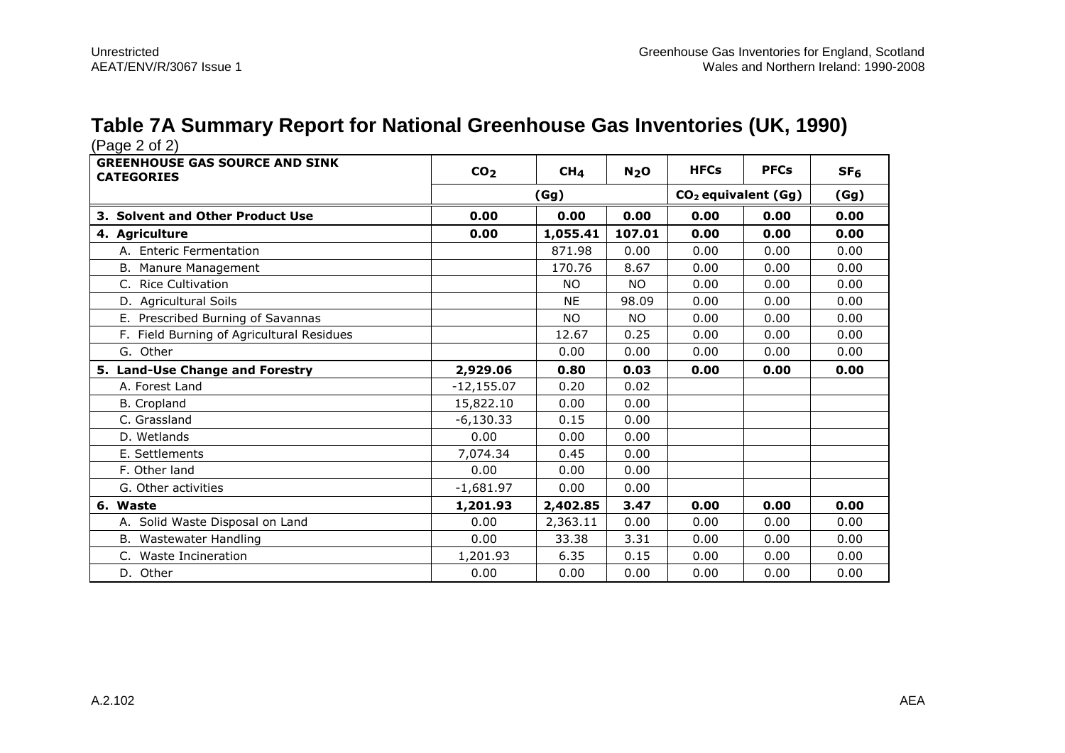## Table 7A Summary Report for National Greenhouse Gas Inventories (UK, 1990)

(Page 2 of 2)

| GREENHOUSE GAS SOURCE AND SINK CATEGORIES | $CO_2$ | $CH_4$ | $N_2O$ | HFCs | PFCs | $SF_6$ |
|---|---|---|---|---|---|---|
| | (Gg) | | | $CO_2$ equivalent (Gg) | | (Gg) |
| **3. Solvent and Other Product Use** | **0.00** | **0.00** | **0.00** | **0.00** | **0.00** | **0.00** |
| **4. Agriculture** | **0.00** | **1,055.41** | **107.01** | **0.00** | **0.00** | **0.00** |
| A. Enteric Fermentation | | 871.98 | 0.00 | 0.00 | 0.00 | 0.00 |
| B. Manure Management | | 170.76 | 8.67 | 0.00 | 0.00 | 0.00 |
| C. Rice Cultivation | | NO | NO | 0.00 | 0.00 | 0.00 |
| D. Agricultural Soils | | NE | 98.09 | 0.00 | 0.00 | 0.00 |
| E. Prescribed Burning of Savannas | | NO | NO | 0.00 | 0.00 | 0.00 |
| F. Field Burning of Agricultural Residues | | 12.67 | 0.25 | 0.00 | 0.00 | 0.00 |
| G. Other | | 0.00 | 0.00 | 0.00 | 0.00 | 0.00 |
| **5. Land-Use Change and Forestry** | **2,929.06** | **0.80** | **0.03** | **0.00** | **0.00** | **0.00** |
| A. Forest Land | -12,155.07 | 0.20 | 0.02 | | | |
| B. Cropland | 15,822.10 | 0.00 | 0.00 | | | |
| C. Grassland | -6,130.33 | 0.15 | 0.00 | | | |
| D. Wetlands | 0.00 | 0.00 | 0.00 | | | |
| E. Settlements | 7,074.34 | 0.45 | 0.00 | | | |
| F. Other land | 0.00 | 0.00 | 0.00 | | | |
| G. Other activities | -1,681.97 | 0.00 | 0.00 | | | |
| **6. Waste** | **1,201.93** | **2,402.85** | **3.47** | **0.00** | **0.00** | **0.00** |
| A. Solid Waste Disposal on Land | 0.00 | 2,363.11 | 0.00 | 0.00 | 0.00 | 0.00 |
| B. Wastewater Handling | 0.00 | 33.38 | 3.31 | 0.00 | 0.00 | 0.00 |
| C. Waste Incineration | 1,201.93 | 6.35 | 0.15 | 0.00 | 0.00 | 0.00 |
| D. Other | 0.00 | 0.00 | 0.00 | 0.00 | 0.00 | 0.00 |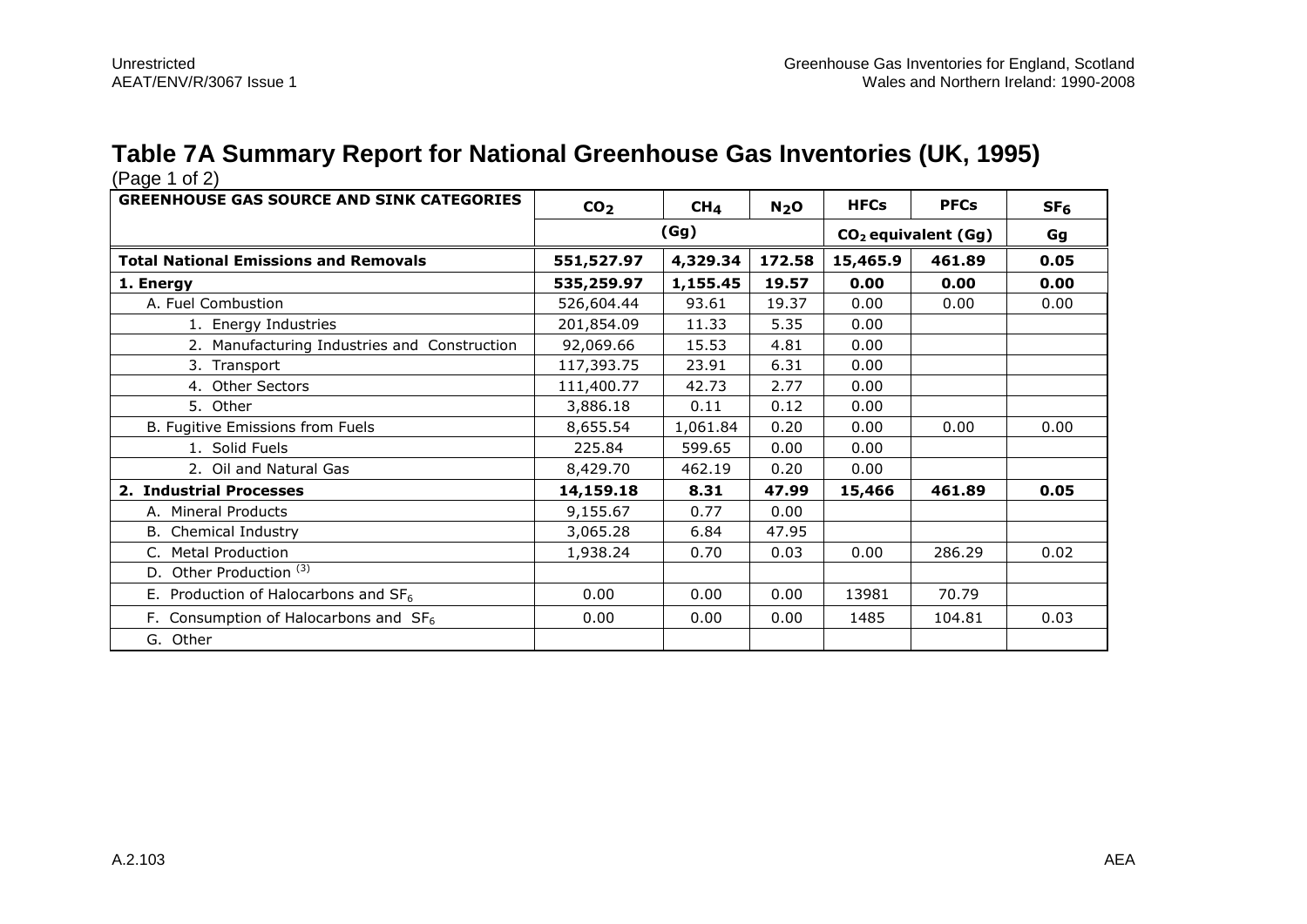# Table 7A Summary Report for National Greenhouse Gas Inventories (UK, 1995)

(Page 1 of 2)

| GREENHOUSE GAS SOURCE AND SINK CATEGORIES | $CO_2$ | $CH_4$ | $N_2O$ | HFCs | PFCs | $SF_6$ |
|---|---|---|---|---|---|---|
| | (Gg) | | | $CO_2$ equivalent (Gg) | | Gg |
| **Total National Emissions and Removals** | **551,527.97** | **4,329.34** | **172.58** | **15,465.9** | **461.89** | **0.05** |
| **1. Energy** | **535,259.97** | **1,155.45** | **19.57** | **0.00** | **0.00** | **0.00** |
| A. Fuel Combustion | 526,604.44 | 93.61 | 19.37 | 0.00 | 0.00 | 0.00 |
| 1. Energy Industries | 201,854.09 | 11.33 | 5.35 | 0.00 | | |
| 2. Manufacturing Industries and Construction | 92,069.66 | 15.53 | 4.81 | 0.00 | | |
| 3. Transport | 117,393.75 | 23.91 | 6.31 | 0.00 | | |
| 4. Other Sectors | 111,400.77 | 42.73 | 2.77 | 0.00 | | |
| 5. Other | 3,886.18 | 0.11 | 0.12 | 0.00 | | |
| B. Fugitive Emissions from Fuels | 8,655.54 | 1,061.84 | 0.20 | 0.00 | 0.00 | 0.00 |
| 1. Solid Fuels | 225.84 | 599.65 | 0.00 | 0.00 | | |
| 2. Oil and Natural Gas | 8,429.70 | 462.19 | 0.20 | 0.00 | | |
| **2. Industrial Processes** | **14,159.18** | **8.31** | **47.99** | **15,466** | **461.89** | **0.05** |
| A. Mineral Products | 9,155.67 | 0.77 | 0.00 | | | |
| B. Chemical Industry | 3,065.28 | 6.84 | 47.95 | | | |
| C. Metal Production | 1,938.24 | 0.70 | 0.03 | 0.00 | 286.29 | 0.02 |
| D. Other Production [(3)] | | | | | | |
| E. Production of Halocarbons and $SF_6$ | 0.00 | 0.00 | 0.00 | 13981 | 70.79 | |
| F. Consumption of Halocarbons and $SF_6$ | 0.00 | 0.00 | 0.00 | 1485 | 104.81 | 0.03 |
| G. Other | | | | | | |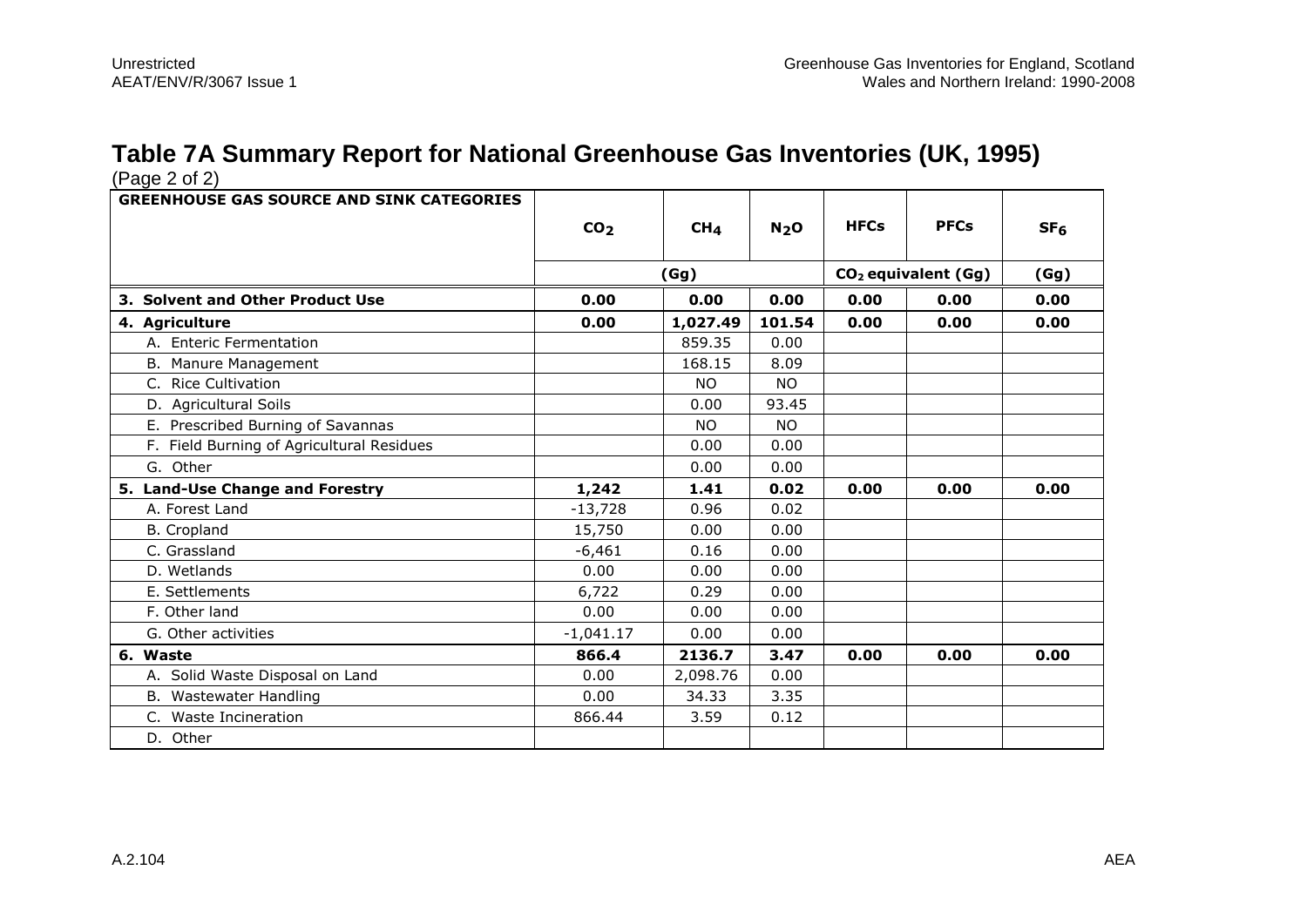# Table 7A Summary Report for National Greenhouse Gas Inventories (UK, 1995)

(Page 2 of 2)

| GREENHOUSE GAS SOURCE AND SINK CATEGORIES | $CO_2$ | $CH_4$ | $N_2O$ | HFCs | PFCs | $SF_6$ |
|---|---|---|---|---|---|---|
| | (Gg) | | | $CO_2$ equivalent (Gg) | | (Gg) |
| **3. Solvent and Other Product Use** | **0.00** | **0.00** | **0.00** | **0.00** | **0.00** | **0.00** |
| **4. Agriculture** | **0.00** | **1,027.49** | **101.54** | **0.00** | **0.00** | **0.00** |
| A. Enteric Fermentation | | 859.35 | 0.00 | | | |
| B. Manure Management | | 168.15 | 8.09 | | | |
| C. Rice Cultivation | | NO | NO | | | |
| D. Agricultural Soils | | 0.00 | 93.45 | | | |
| E. Prescribed Burning of Savannas | | NO | NO | | | |
| F. Field Burning of Agricultural Residues | | 0.00 | 0.00 | | | |
| G. Other | | 0.00 | 0.00 | | | |
| **5. Land-Use Change and Forestry** | **1,242** | **1.41** | **0.02** | **0.00** | **0.00** | **0.00** |
| A. Forest Land | -13,728 | 0.96 | 0.02 | | | |
| B. Cropland | 15,750 | 0.00 | 0.00 | | | |
| C. Grassland | -6,461 | 0.16 | 0.00 | | | |
| D. Wetlands | 0.00 | 0.00 | 0.00 | | | |
| E. Settlements | 6,722 | 0.29 | 0.00 | | | |
| F. Other land | 0.00 | 0.00 | 0.00 | | | |
| G. Other activities | -1,041.17 | 0.00 | 0.00 | | | |
| **6. Waste** | **866.4** | **2136.7** | **3.47** | **0.00** | **0.00** | **0.00** |
| A. Solid Waste Disposal on Land | 0.00 | 2,098.76 | 0.00 | | | |
| B. Wastewater Handling | 0.00 | 34.33 | 3.35 | | | |
| C. Waste Incineration | 866.44 | 3.59 | 0.12 | | | |
| D. Other | | | | | | |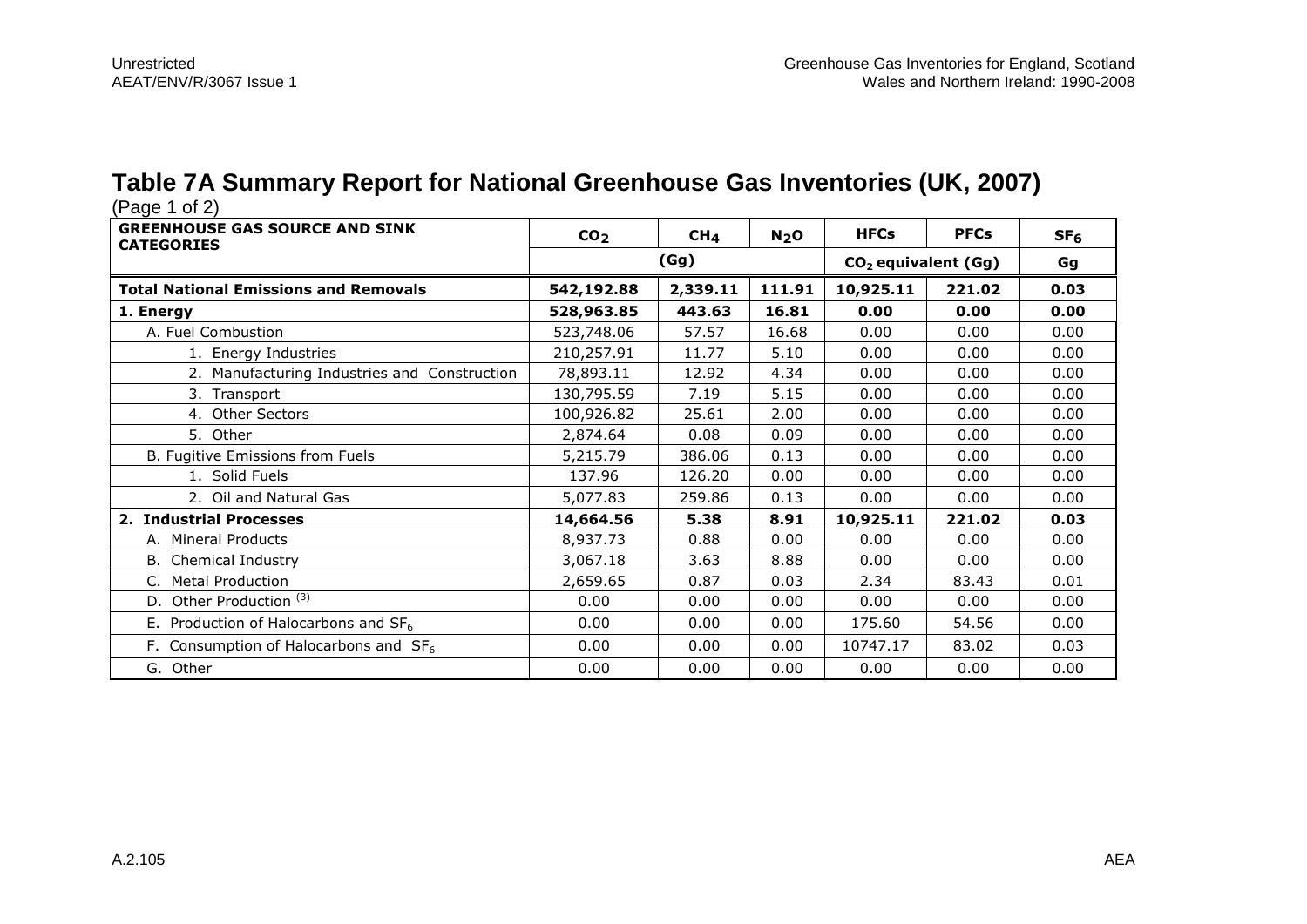## Table 7A Summary Report for National Greenhouse Gas Inventories (UK, 2007)

(Page 1 of 2)

| GREENHOUSE GAS SOURCE AND SINK CATEGORIES | $CO_2$ | $CH_4$ | $N_2O$ | HFCs | PFCs | $SF_6$ |
|---|---|---|---|---|---|---|
| | (Gg) | | | $CO_2$ equivalent (Gg) | | Gg |
| **Total National Emissions and Removals** | **542,192.88** | **2,339.11** | **111.91** | **10,925.11** | **221.02** | **0.03** |
| **1. Energy** | **528,963.85** | **443.63** | **16.81** | **0.00** | **0.00** | **0.00** |
| A. Fuel Combustion | 523,748.06 | 57.57 | 16.68 | 0.00 | 0.00 | 0.00 |
| 1. Energy Industries | 210,257.91 | 11.77 | 5.10 | 0.00 | 0.00 | 0.00 |
| 2. Manufacturing Industries and Construction | 78,893.11 | 12.92 | 4.34 | 0.00 | 0.00 | 0.00 |
| 3. Transport | 130,795.59 | 7.19 | 5.15 | 0.00 | 0.00 | 0.00 |
| 4. Other Sectors | 100,926.82 | 25.61 | 2.00 | 0.00 | 0.00 | 0.00 |
| 5. Other | 2,874.64 | 0.08 | 0.09 | 0.00 | 0.00 | 0.00 |
| B. Fugitive Emissions from Fuels | 5,215.79 | 386.06 | 0.13 | 0.00 | 0.00 | 0.00 |
| 1. Solid Fuels | 137.96 | 126.20 | 0.00 | 0.00 | 0.00 | 0.00 |
| 2. Oil and Natural Gas | 5,077.83 | 259.86 | 0.13 | 0.00 | 0.00 | 0.00 |
| **2. Industrial Processes** | **14,664.56** | **5.38** | **8.91** | **10,925.11** | **221.02** | **0.03** |
| A. Mineral Products | 8,937.73 | 0.88 | 0.00 | 0.00 | 0.00 | 0.00 |
| B. Chemical Industry | 3,067.18 | 3.63 | 8.88 | 0.00 | 0.00 | 0.00 |
| C. Metal Production | 2,659.65 | 0.87 | 0.03 | 2.34 | 83.43 | 0.01 |
| D. Other Production [3] | 0.00 | 0.00 | 0.00 | 0.00 | 0.00 | 0.00 |
| E. Production of Halocarbons and $SF_6$ | 0.00 | 0.00 | 0.00 | 175.60 | 54.56 | 0.00 |
| F. Consumption of Halocarbons and $SF_6$ | 0.00 | 0.00 | 0.00 | 10747.17 | 83.02 | 0.03 |
| G. Other | 0.00 | 0.00 | 0.00 | 0.00 | 0.00 | 0.00 |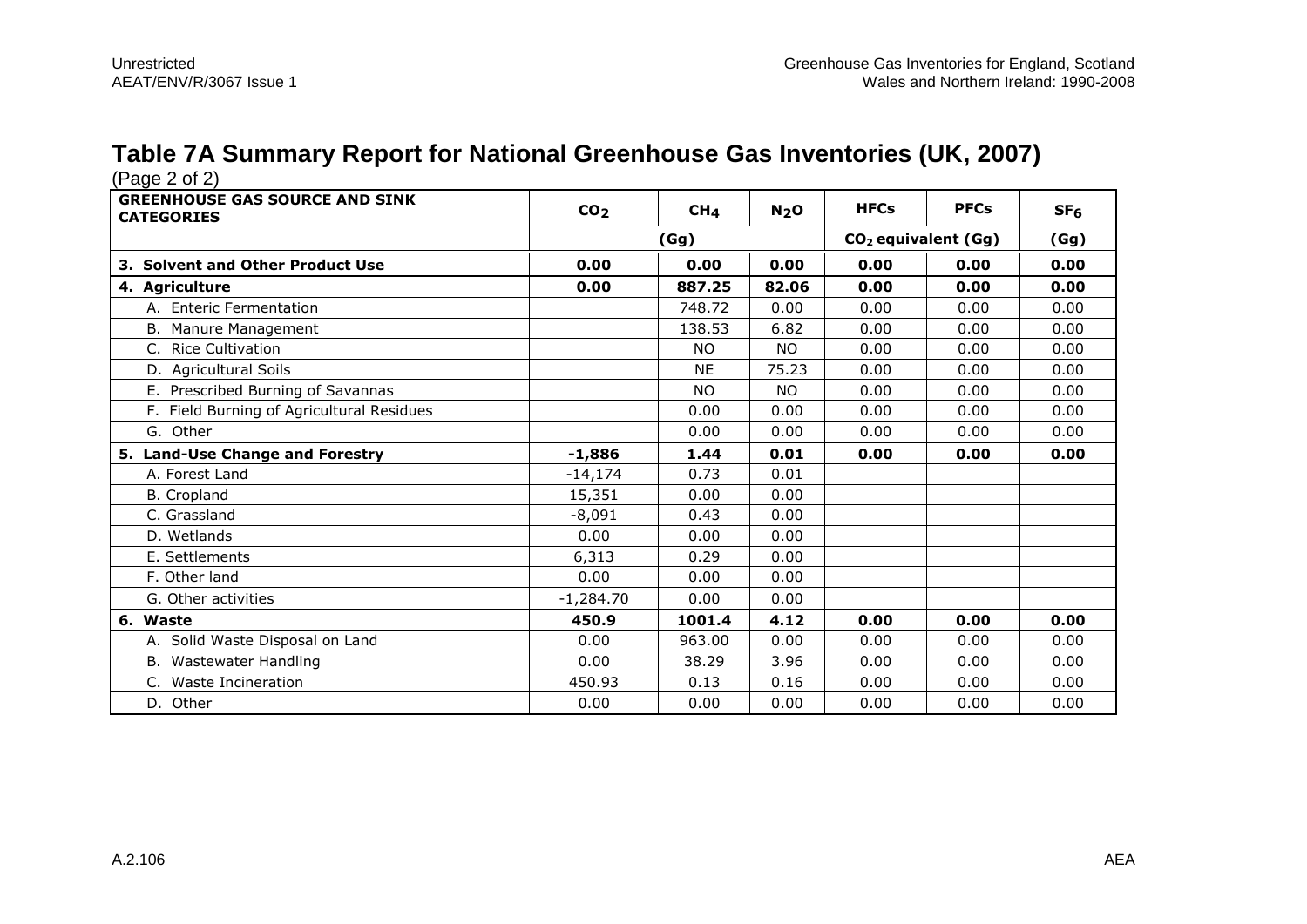# Table 7A Summary Report for National Greenhouse Gas Inventories (UK, 2007)

(Page 2 of 2)

| GREENHOUSE GAS SOURCE AND SINK CATEGORIES | $CO_2$ | $CH_4$ | $N_2O$ | HFCs | PFCs | $SF_6$ |
|---|---|---|---|---|---|---|
| | (Gg) | | | $CO_2$ equivalent (Gg) | | (Gg) |
| **3. Solvent and Other Product Use** | **0.00** | **0.00** | **0.00** | **0.00** | **0.00** | **0.00** |
| **4. Agriculture** | **0.00** | **887.25** | **82.06** | **0.00** | **0.00** | **0.00** |
| A. Enteric Fermentation | | 748.72 | 0.00 | 0.00 | 0.00 | 0.00 |
| B. Manure Management | | 138.53 | 6.82 | 0.00 | 0.00 | 0.00 |
| C. Rice Cultivation | | NO | NO | 0.00 | 0.00 | 0.00 |
| D. Agricultural Soils | | NE | 75.23 | 0.00 | 0.00 | 0.00 |
| E. Prescribed Burning of Savannas | | NO | NO | 0.00 | 0.00 | 0.00 |
| F. Field Burning of Agricultural Residues | | 0.00 | 0.00 | 0.00 | 0.00 | 0.00 |
| G. Other | | 0.00 | 0.00 | 0.00 | 0.00 | 0.00 |
| **5. Land-Use Change and Forestry** | **-1,886** | **1.44** | **0.01** | **0.00** | **0.00** | **0.00** |
| A. Forest Land | -14,174 | 0.73 | 0.01 | | | |
| B. Cropland | 15,351 | 0.00 | 0.00 | | | |
| C. Grassland | -8,091 | 0.43 | 0.00 | | | |
| D. Wetlands | 0.00 | 0.00 | 0.00 | | | |
| E. Settlements | 6,313 | 0.29 | 0.00 | | | |
| F. Other land | 0.00 | 0.00 | 0.00 | | | |
| G. Other activities | -1,284.70 | 0.00 | 0.00 | | | |
| **6. Waste** | **450.9** | **1001.4** | **4.12** | **0.00** | **0.00** | **0.00** |
| A. Solid Waste Disposal on Land | 0.00 | 963.00 | 0.00 | 0.00 | 0.00 | 0.00 |
| B. Wastewater Handling | 0.00 | 38.29 | 3.96 | 0.00 | 0.00 | 0.00 |
| C. Waste Incineration | 450.93 | 0.13 | 0.16 | 0.00 | 0.00 | 0.00 |
| D. Other | 0.00 | 0.00 | 0.00 | 0.00 | 0.00 | 0.00 |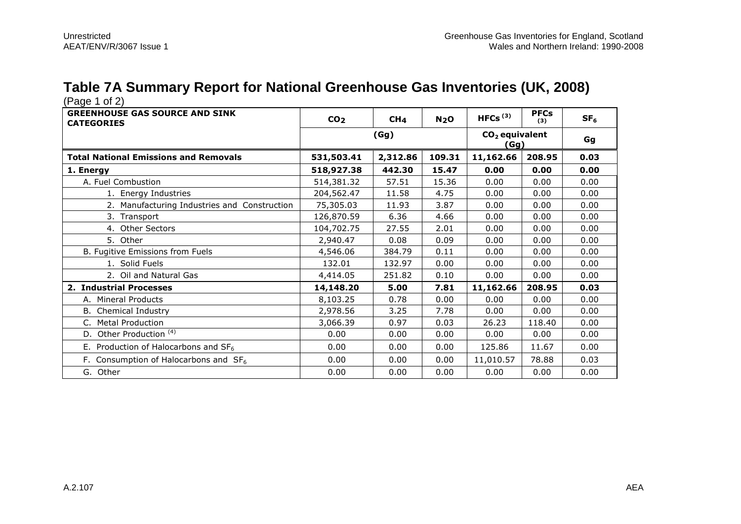# Table 7A Summary Report for National Greenhouse Gas Inventories (UK, 2008)

(Page 1 of 2)

| GREENHOUSE GAS SOURCE AND SINK CATEGORIES | $CO_2$ | $CH_4$ | $N_2O$ | HFCs [3] | PFCs [3] | $SF_6$ |
|---|---|---|---|---|---|---|
| | (Gg) | | | $CO_2$ equivalent (Gg) | | Gg |
| **Total National Emissions and Removals** | **531,503.41** | **2,312.86** | **109.31** | **11,162.66** | **208.95** | **0.03** |
| **1. Energy** | **518,927.38** | **442.30** | **15.47** | **0.00** | **0.00** | **0.00** |
| A. Fuel Combustion | 514,381.32 | 57.51 | 15.36 | 0.00 | 0.00 | 0.00 |
| 1. Energy Industries | 204,562.47 | 11.58 | 4.75 | 0.00 | 0.00 | 0.00 |
| 2. Manufacturing Industries and Construction | 75,305.03 | 11.93 | 3.87 | 0.00 | 0.00 | 0.00 |
| 3. Transport | 126,870.59 | 6.36 | 4.66 | 0.00 | 0.00 | 0.00 |
| 4. Other Sectors | 104,702.75 | 27.55 | 2.01 | 0.00 | 0.00 | 0.00 |
| 5. Other | 2,940.47 | 0.08 | 0.09 | 0.00 | 0.00 | 0.00 |
| B. Fugitive Emissions from Fuels | 4,546.06 | 384.79 | 0.11 | 0.00 | 0.00 | 0.00 |
| 1. Solid Fuels | 132.01 | 132.97 | 0.00 | 0.00 | 0.00 | 0.00 |
| 2. Oil and Natural Gas | 4,414.05 | 251.82 | 0.10 | 0.00 | 0.00 | 0.00 |
| **2. Industrial Processes** | **14,148.20** | **5.00** | **7.81** | **11,162.66** | **208.95** | **0.03** |
| A. Mineral Products | 8,103.25 | 0.78 | 0.00 | 0.00 | 0.00 | 0.00 |
| B. Chemical Industry | 2,978.56 | 3.25 | 7.78 | 0.00 | 0.00 | 0.00 |
| C. Metal Production | 3,066.39 | 0.97 | 0.03 | 26.23 | 118.40 | 0.00 |
| D. Other Production [4] | 0.00 | 0.00 | 0.00 | 0.00 | 0.00 | 0.00 |
| E. Production of Halocarbons and $SF_6$ | 0.00 | 0.00 | 0.00 | 125.86 | 11.67 | 0.00 |
| F. Consumption of Halocarbons and $SF_6$ | 0.00 | 0.00 | 0.00 | 11,010.57 | 78.88 | 0.03 |
| G. Other | 0.00 | 0.00 | 0.00 | 0.00 | 0.00 | 0.00 |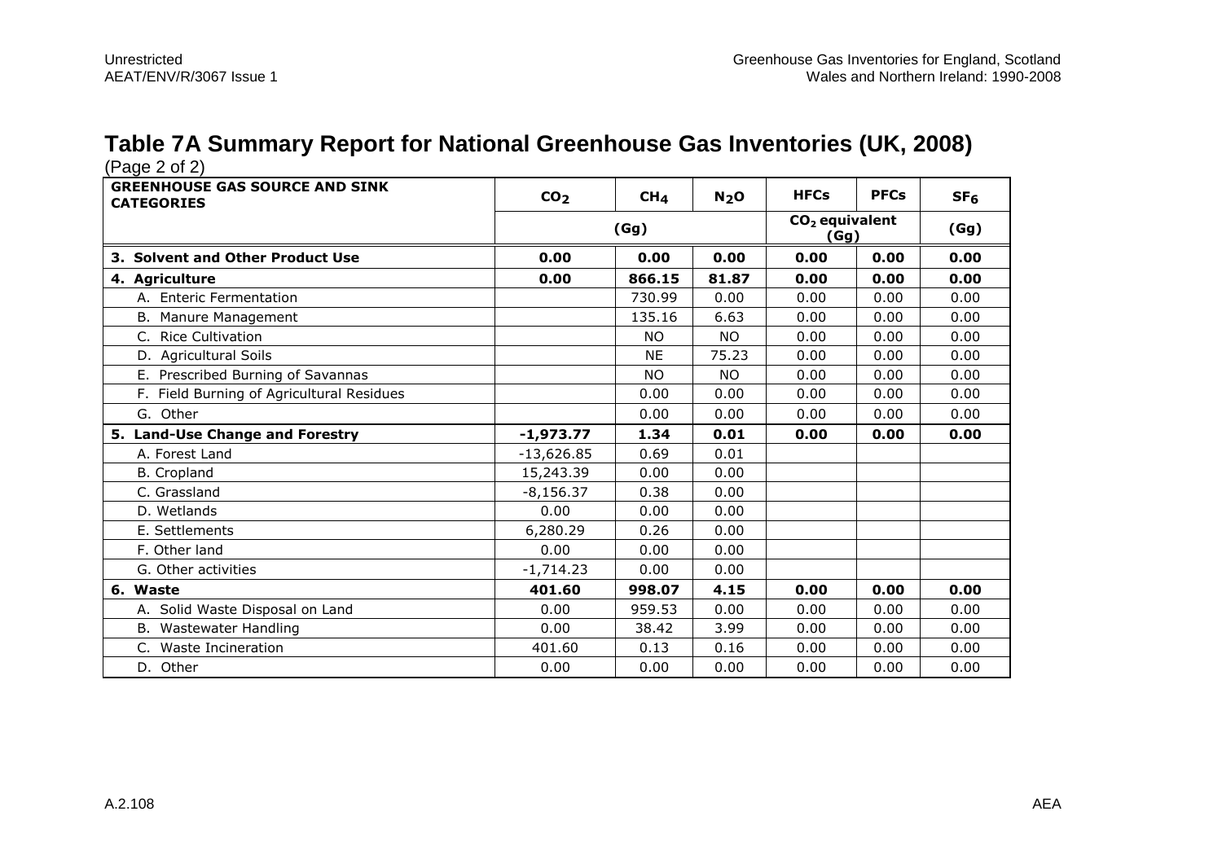## Table 7A Summary Report for National Greenhouse Gas Inventories (UK, 2008)

(Page 2 of 2)

| GREENHOUSE GAS SOURCE AND SINK CATEGORIES | $CO_2$ | $CH_4$ | $N_2O$ | HFCs | PFCs | $SF_6$ |
|---|---|---|---|---|---|---|
| | (Gg) | | | $CO_2$ equivalent (Gg) | | (Gg) |
| **3. Solvent and Other Product Use** | **0.00** | **0.00** | **0.00** | **0.00** | **0.00** | **0.00** |
| **4. Agriculture** | **0.00** | **866.15** | **81.87** | **0.00** | **0.00** | **0.00** |
| A. Enteric Fermentation | | 730.99 | 0.00 | 0.00 | 0.00 | 0.00 |
| B. Manure Management | | 135.16 | 6.63 | 0.00 | 0.00 | 0.00 |
| C. Rice Cultivation | | NO | NO | 0.00 | 0.00 | 0.00 |
| D. Agricultural Soils | | NE | 75.23 | 0.00 | 0.00 | 0.00 |
| E. Prescribed Burning of Savannas | | NO | NO | 0.00 | 0.00 | 0.00 |
| F. Field Burning of Agricultural Residues | | 0.00 | 0.00 | 0.00 | 0.00 | 0.00 |
| G. Other | | 0.00 | 0.00 | 0.00 | 0.00 | 0.00 |
| **5. Land-Use Change and Forestry** | **-1,973.77** | **1.34** | **0.01** | **0.00** | **0.00** | **0.00** |
| A. Forest Land | -13,626.85 | 0.69 | 0.01 | | | |
| B. Cropland | 15,243.39 | 0.00 | 0.00 | | | |
| C. Grassland | -8,156.37 | 0.38 | 0.00 | | | |
| D. Wetlands | 0.00 | 0.00 | 0.00 | | | |
| E. Settlements | 6,280.29 | 0.26 | 0.00 | | | |
| F. Other land | 0.00 | 0.00 | 0.00 | | | |
| G. Other activities | -1,714.23 | 0.00 | 0.00 | | | |
| **6. Waste** | **401.60** | **998.07** | **4.15** | **0.00** | **0.00** | **0.00** |
| A. Solid Waste Disposal on Land | 0.00 | 959.53 | 0.00 | 0.00 | 0.00 | 0.00 |
| B. Wastewater Handling | 0.00 | 38.42 | 3.99 | 0.00 | 0.00 | 0.00 |
| C. Waste Incineration | 401.60 | 0.13 | 0.16 | 0.00 | 0.00 | 0.00 |
| D. Other | 0.00 | 0.00 | 0.00 | 0.00 | 0.00 | 0.00 |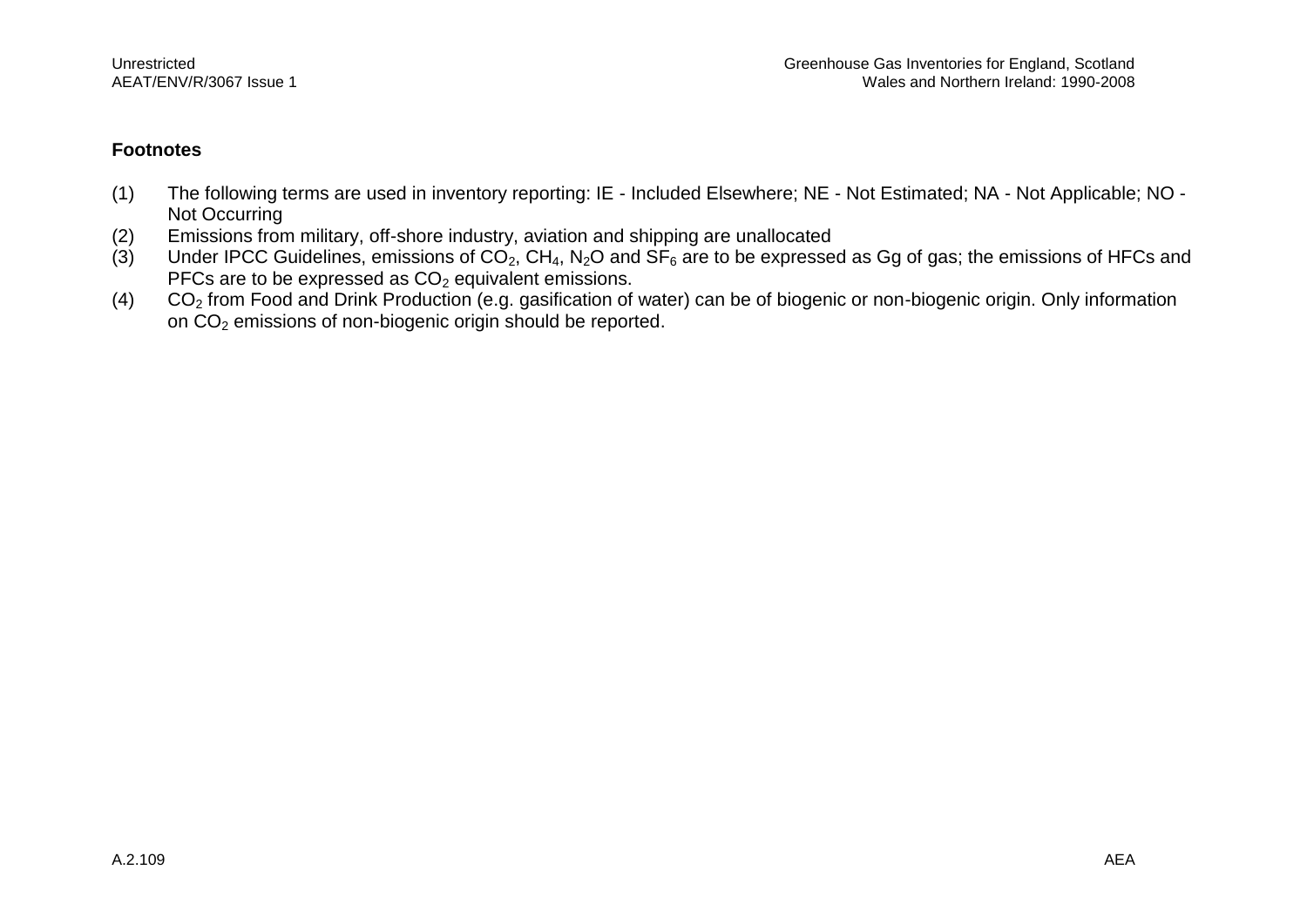**Footnotes**

(1) The following terms are used in inventory reporting: IE - Included Elsewhere; NE - Not Estimated; NA - Not Applicable; NO - Not Occurring

(2) Emissions from military, off-shore industry, aviation and shipping are unallocated

(3) Under IPCC Guidelines, emissions of $CO_2$, $CH_4$, $N_2O$ and $SF_6$ are to be expressed as Gg of gas; the emissions of HFCs and PFCs are to be expressed as $CO_2$ equivalent emissions.

(4) $CO_2$ from Food and Drink Production (e.g. gasification of water) can be of biogenic or non-biogenic origin. Only information on $CO_2$ emissions of non-biogenic origin should be reported.